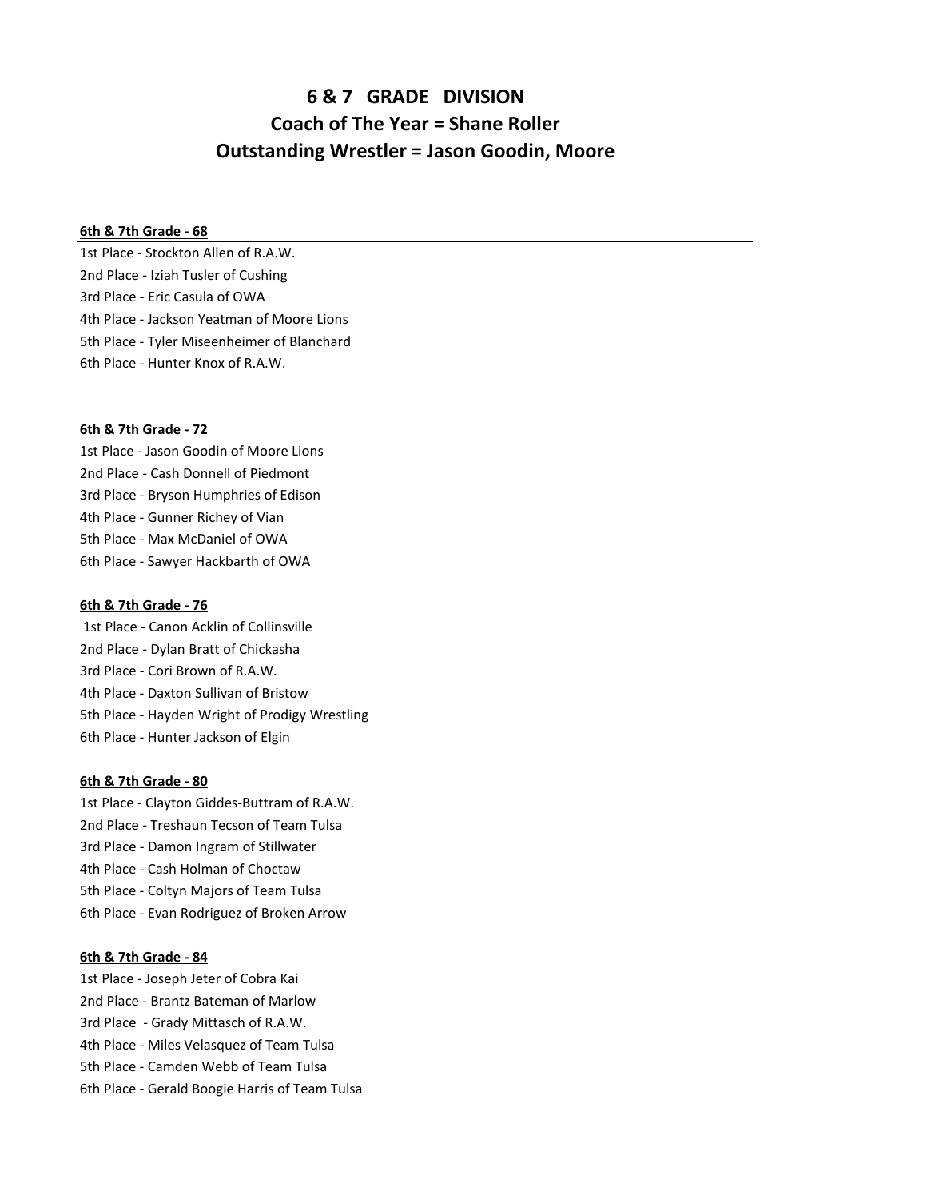# 6 & 7 GRADE DIVISION

## Coach of The Year = Shane Roller

## Outstanding Wrestler = Jason Goodin, Moore

**6th & 7th Grade - 68**

1st Place - Stockton Allen of R.A.W.
2nd Place - Iziah Tusler of Cushing
3rd Place - Eric Casula of OWA
4th Place - Jackson Yeatman of Moore Lions
5th Place - Tyler Miseenheimer of Blanchard
6th Place - Hunter Knox of R.A.W.

**6th & 7th Grade - 72**

1st Place - Jason Goodin of Moore Lions
2nd Place - Cash Donnell of Piedmont
3rd Place - Bryson Humphries of Edison
4th Place - Gunner Richey of Vian
5th Place - Max McDaniel of OWA
6th Place - Sawyer Hackbarth of OWA

**6th & 7th Grade - 76**

1st Place - Canon Acklin of Collinsville
2nd Place - Dylan Bratt of Chickasha
3rd Place - Cori Brown of R.A.W.
4th Place - Daxton Sullivan of Bristow
5th Place - Hayden Wright of Prodigy Wrestling
6th Place - Hunter Jackson of Elgin

**6th & 7th Grade - 80**

1st Place - Clayton Giddes-Buttram of R.A.W.
2nd Place - Treshaun Tecson of Team Tulsa
3rd Place - Damon Ingram of Stillwater
4th Place - Cash Holman of Choctaw
5th Place - Coltyn Majors of Team Tulsa
6th Place - Evan Rodriguez of Broken Arrow

**6th & 7th Grade - 84**

1st Place - Joseph Jeter of Cobra Kai
2nd Place - Brantz Bateman of Marlow
3rd Place - Grady Mittasch of R.A.W.
4th Place - Miles Velasquez of Team Tulsa
5th Place - Camden Webb of Team Tulsa
6th Place - Gerald Boogie Harris of Team Tulsa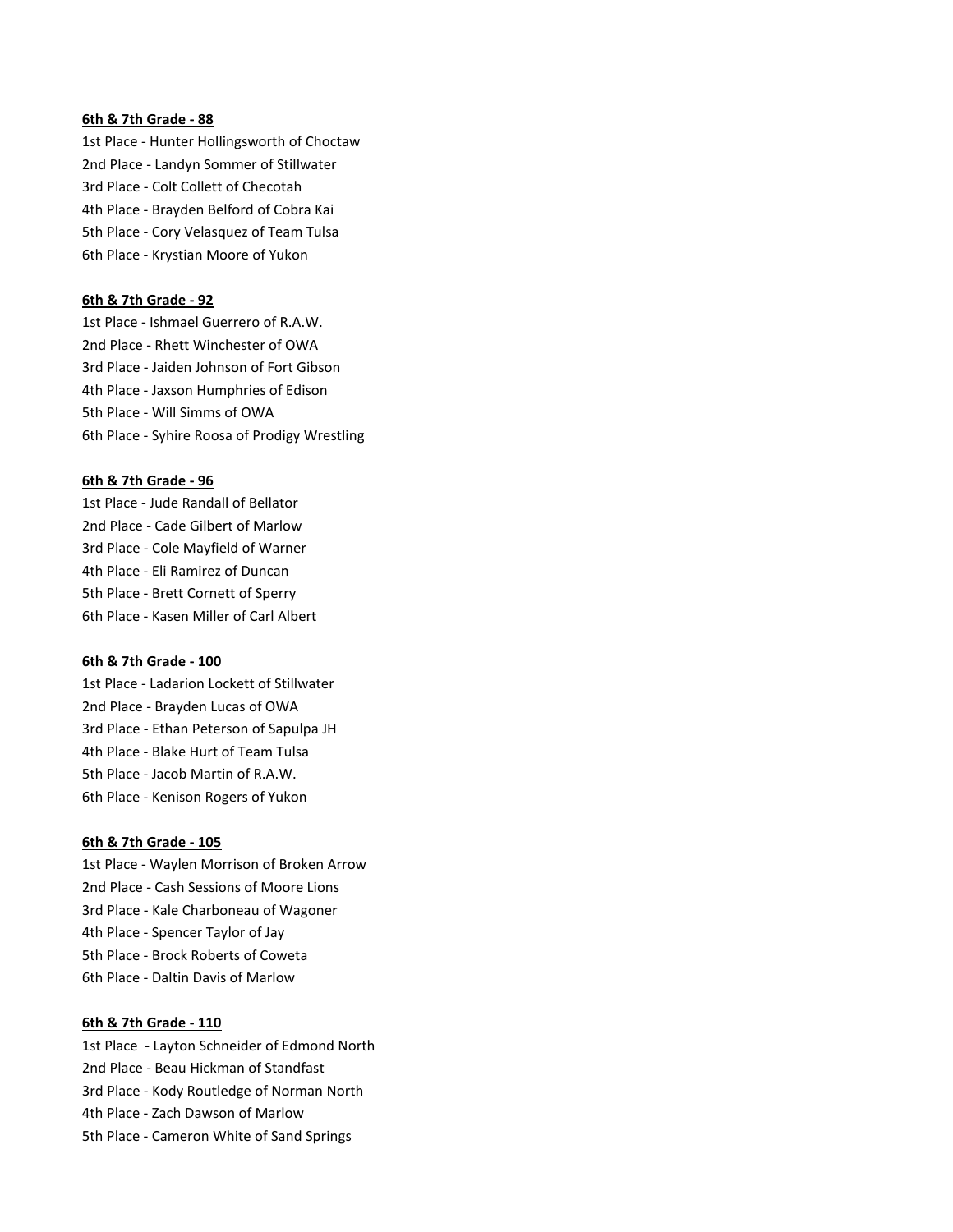**6th & 7th Grade - 88**

1st Place - Hunter Hollingsworth of Choctaw
2nd Place - Landyn Sommer of Stillwater
3rd Place - Colt Collett of Checotah
4th Place - Brayden Belford of Cobra Kai
5th Place - Cory Velasquez of Team Tulsa
6th Place - Krystian Moore of Yukon

**6th & 7th Grade - 92**

1st Place - Ishmael Guerrero of R.A.W.
2nd Place - Rhett Winchester of OWA
3rd Place - Jaiden Johnson of Fort Gibson
4th Place - Jaxson Humphries of Edison
5th Place - Will Simms of OWA
6th Place - Syhire Roosa of Prodigy Wrestling

**6th & 7th Grade - 96**

1st Place - Jude Randall of Bellator
2nd Place - Cade Gilbert of Marlow
3rd Place - Cole Mayfield of Warner
4th Place - Eli Ramirez of Duncan
5th Place - Brett Cornett of Sperry
6th Place - Kasen Miller of Carl Albert

**6th & 7th Grade - 100**

1st Place - Ladarion Lockett of Stillwater
2nd Place - Brayden Lucas of OWA
3rd Place - Ethan Peterson of Sapulpa JH
4th Place - Blake Hurt of Team Tulsa
5th Place - Jacob Martin of R.A.W.
6th Place - Kenison Rogers of Yukon

**6th & 7th Grade - 105**

1st Place - Waylen Morrison of Broken Arrow
2nd Place - Cash Sessions of Moore Lions
3rd Place - Kale Charboneau of Wagoner
4th Place - Spencer Taylor of Jay
5th Place - Brock Roberts of Coweta
6th Place - Daltin Davis of Marlow

**6th & 7th Grade - 110**

1st Place - Layton Schneider of Edmond North
2nd Place - Beau Hickman of Standfast
3rd Place - Kody Routledge of Norman North
4th Place - Zach Dawson of Marlow
5th Place - Cameron White of Sand Springs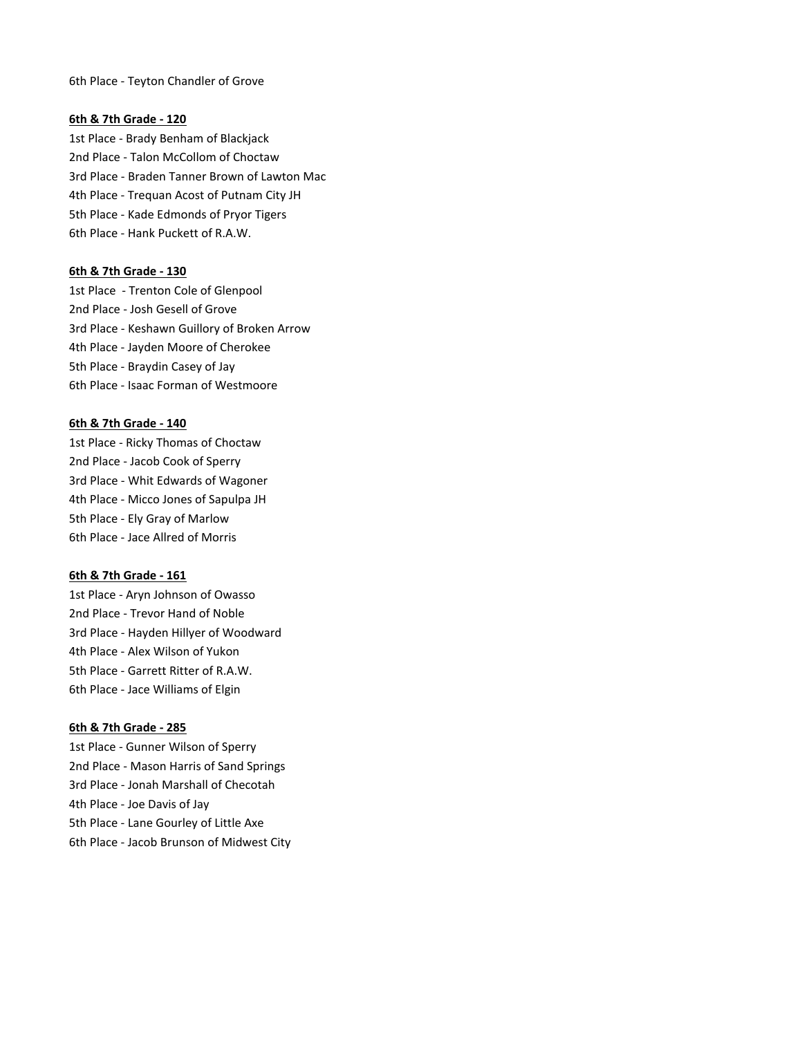6th Place - Teyton Chandler of Grove

**6th & 7th Grade - 120**

1st Place - Brady Benham of Blackjack
2nd Place - Talon McCollom of Choctaw
3rd Place - Braden Tanner Brown of Lawton Mac
4th Place - Trequan Acost of Putnam City JH
5th Place - Kade Edmonds of Pryor Tigers
6th Place - Hank Puckett of R.A.W.

**6th & 7th Grade - 130**

1st Place - Trenton Cole of Glenpool
2nd Place - Josh Gesell of Grove
3rd Place - Keshawn Guillory of Broken Arrow
4th Place - Jayden Moore of Cherokee
5th Place - Braydin Casey of Jay
6th Place - Isaac Forman of Westmoore

**6th & 7th Grade - 140**

1st Place - Ricky Thomas of Choctaw
2nd Place - Jacob Cook of Sperry
3rd Place - Whit Edwards of Wagoner
4th Place - Micco Jones of Sapulpa JH
5th Place - Ely Gray of Marlow
6th Place - Jace Allred of Morris

**6th & 7th Grade - 161**

1st Place - Aryn Johnson of Owasso
2nd Place - Trevor Hand of Noble
3rd Place - Hayden Hillyer of Woodward
4th Place - Alex Wilson of Yukon
5th Place - Garrett Ritter of R.A.W.
6th Place - Jace Williams of Elgin

**6th & 7th Grade - 285**

1st Place - Gunner Wilson of Sperry
2nd Place - Mason Harris of Sand Springs
3rd Place - Jonah Marshall of Checotah
4th Place - Joe Davis of Jay
5th Place - Lane Gourley of Little Axe
6th Place - Jacob Brunson of Midwest City